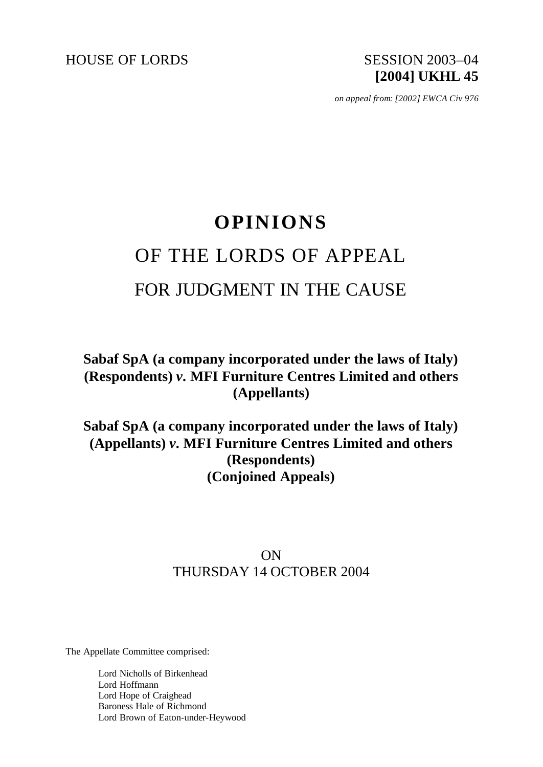HOUSE OF LORDS SESSION 2003–04

**[2004] UKHL 45**

*on appeal from: [2002] EWCA Civ 976*

# OPINIONS

## OF THE LORDS OF APPEAL

## FOR JUDGMENT IN THE CAUSE

**Sabaf SpA (a company incorporated under the laws of Italy) (Respondents) *v.* MFI Furniture Centres Limited and others (Appellants)**

**Sabaf SpA (a company incorporated under the laws of Italy) (Appellants) *v.* MFI Furniture Centres Limited and others (Respondents) (Conjoined Appeals)**

ON

THURSDAY 14 OCTOBER 2004

The Appellate Committee comprised:

Lord Nicholls of Birkenhead
Lord Hoffmann
Lord Hope of Craighead
Baroness Hale of Richmond
Lord Brown of Eaton-under-Heywood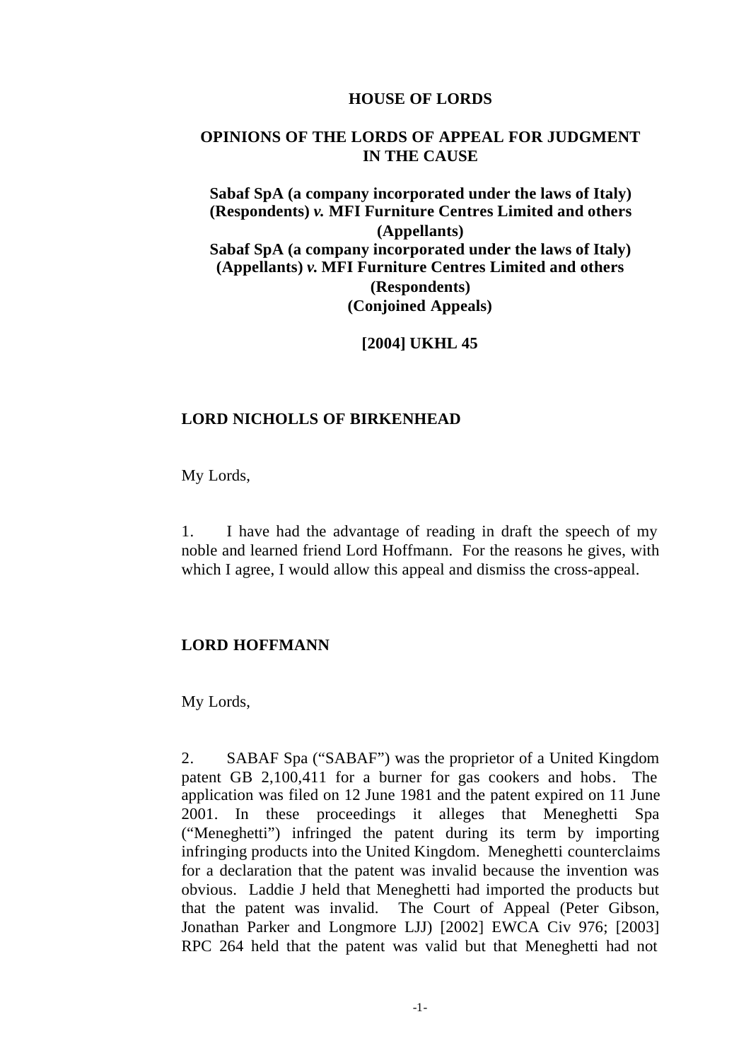# HOUSE OF LORDS

## OPINIONS OF THE LORDS OF APPEAL FOR JUDGMENT IN THE CAUSE

**Sabaf SpA (a company incorporated under the laws of Italy) (Respondents) *v.* MFI Furniture Centres Limited and others (Appellants)**
**Sabaf SpA (a company incorporated under the laws of Italy) (Appellants) *v.* MFI Furniture Centres Limited and others (Respondents)**
**(Conjoined Appeals)**

**[2004] UKHL 45**

### LORD NICHOLLS OF BIRKENHEAD

My Lords,

1. I have had the advantage of reading in draft the speech of my noble and learned friend Lord Hoffmann. For the reasons he gives, with which I agree, I would allow this appeal and dismiss the cross-appeal.

### LORD HOFFMANN

My Lords,

2. SABAF Spa ("SABAF") was the proprietor of a United Kingdom patent GB 2,100,411 for a burner for gas cookers and hobs. The application was filed on 12 June 1981 and the patent expired on 11 June 2001. In these proceedings it alleges that Meneghetti Spa ("Meneghetti") infringed the patent during its term by importing infringing products into the United Kingdom. Meneghetti counterclaims for a declaration that the patent was invalid because the invention was obvious. Laddie J held that Meneghetti had imported the products but that the patent was invalid. The Court of Appeal (Peter Gibson, Jonathan Parker and Longmore LJJ) [2002] EWCA Civ 976; [2003] RPC 264 held that the patent was valid but that Meneghetti had not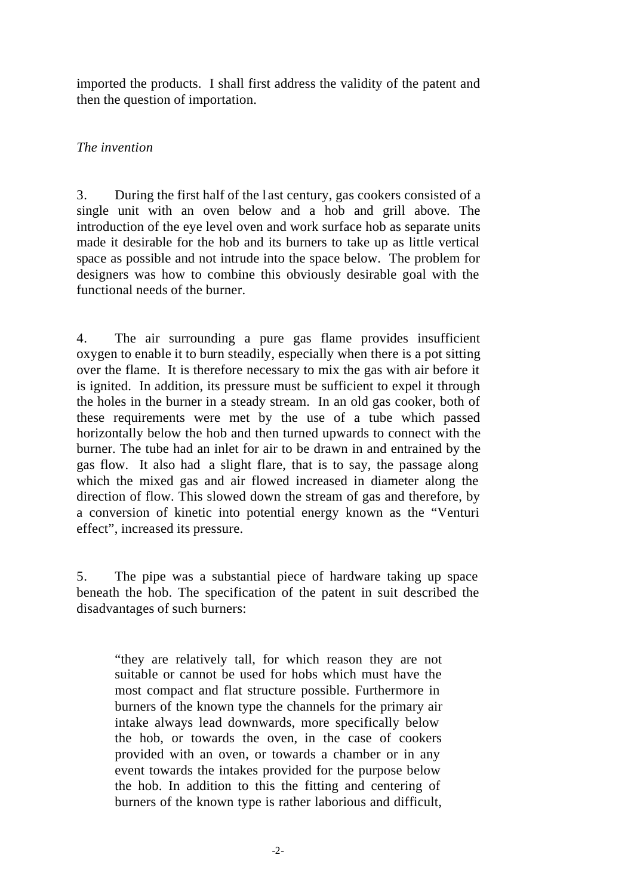imported the products. I shall first address the validity of the patent and then the question of importation.

*The invention*

3. During the first half of the last century, gas cookers consisted of a single unit with an oven below and a hob and grill above. The introduction of the eye level oven and work surface hob as separate units made it desirable for the hob and its burners to take up as little vertical space as possible and not intrude into the space below. The problem for designers was how to combine this obviously desirable goal with the functional needs of the burner.

4. The air surrounding a pure gas flame provides insufficient oxygen to enable it to burn steadily, especially when there is a pot sitting over the flame. It is therefore necessary to mix the gas with air before it is ignited. In addition, its pressure must be sufficient to expel it through the holes in the burner in a steady stream. In an old gas cooker, both of these requirements were met by the use of a tube which passed horizontally below the hob and then turned upwards to connect with the burner. The tube had an inlet for air to be drawn in and entrained by the gas flow. It also had a slight flare, that is to say, the passage along which the mixed gas and air flowed increased in diameter along the direction of flow. This slowed down the stream of gas and therefore, by a conversion of kinetic into potential energy known as the "Venturi effect", increased its pressure.

5. The pipe was a substantial piece of hardware taking up space beneath the hob. The specification of the patent in suit described the disadvantages of such burners:

> "they are relatively tall, for which reason they are not suitable or cannot be used for hobs which must have the most compact and flat structure possible. Furthermore in burners of the known type the channels for the primary air intake always lead downwards, more specifically below the hob, or towards the oven, in the case of cookers provided with an oven, or towards a chamber or in any event towards the intakes provided for the purpose below the hob. In addition to this the fitting and centering of burners of the known type is rather laborious and difficult,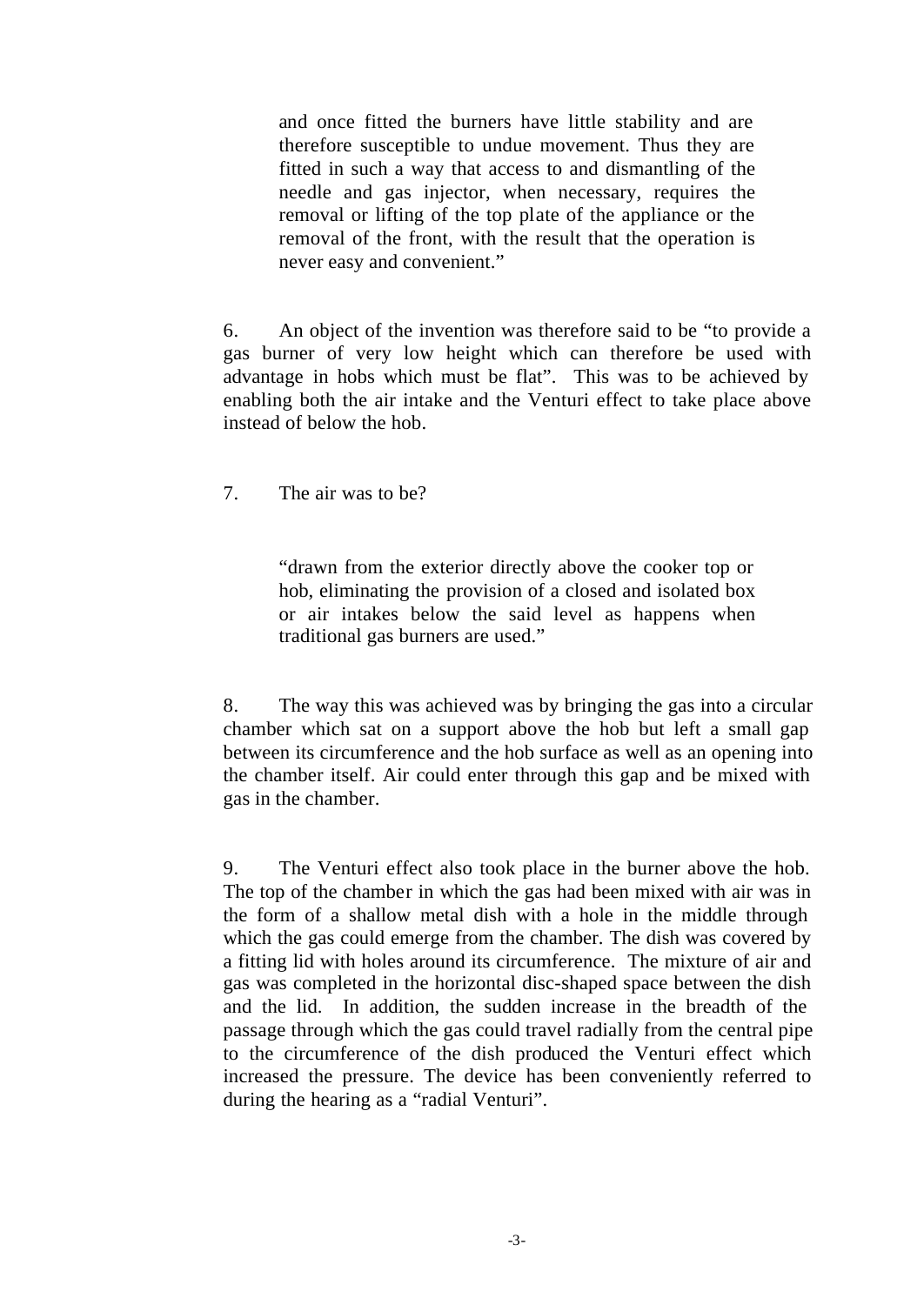> and once fitted the burners have little stability and are therefore susceptible to undue movement. Thus they are fitted in such a way that access to and dismantling of the needle and gas injector, when necessary, requires the removal or lifting of the top plate of the appliance or the removal of the front, with the result that the operation is never easy and convenient."

6. An object of the invention was therefore said to be "to provide a gas burner of very low height which can therefore be used with advantage in hobs which must be flat". This was to be achieved by enabling both the air intake and the Venturi effect to take place above instead of below the hob.

7. The air was to be?

> "drawn from the exterior directly above the cooker top or hob, eliminating the provision of a closed and isolated box or air intakes below the said level as happens when traditional gas burners are used."

8. The way this was achieved was by bringing the gas into a circular chamber which sat on a support above the hob but left a small gap between its circumference and the hob surface as well as an opening into the chamber itself. Air could enter through this gap and be mixed with gas in the chamber.

9. The Venturi effect also took place in the burner above the hob. The top of the chamber in which the gas had been mixed with air was in the form of a shallow metal dish with a hole in the middle through which the gas could emerge from the chamber. The dish was covered by a fitting lid with holes around its circumference. The mixture of air and gas was completed in the horizontal disc-shaped space between the dish and the lid. In addition, the sudden increase in the breadth of the passage through which the gas could travel radially from the central pipe to the circumference of the dish produced the Venturi effect which increased the pressure. The device has been conveniently referred to during the hearing as a "radial Venturi".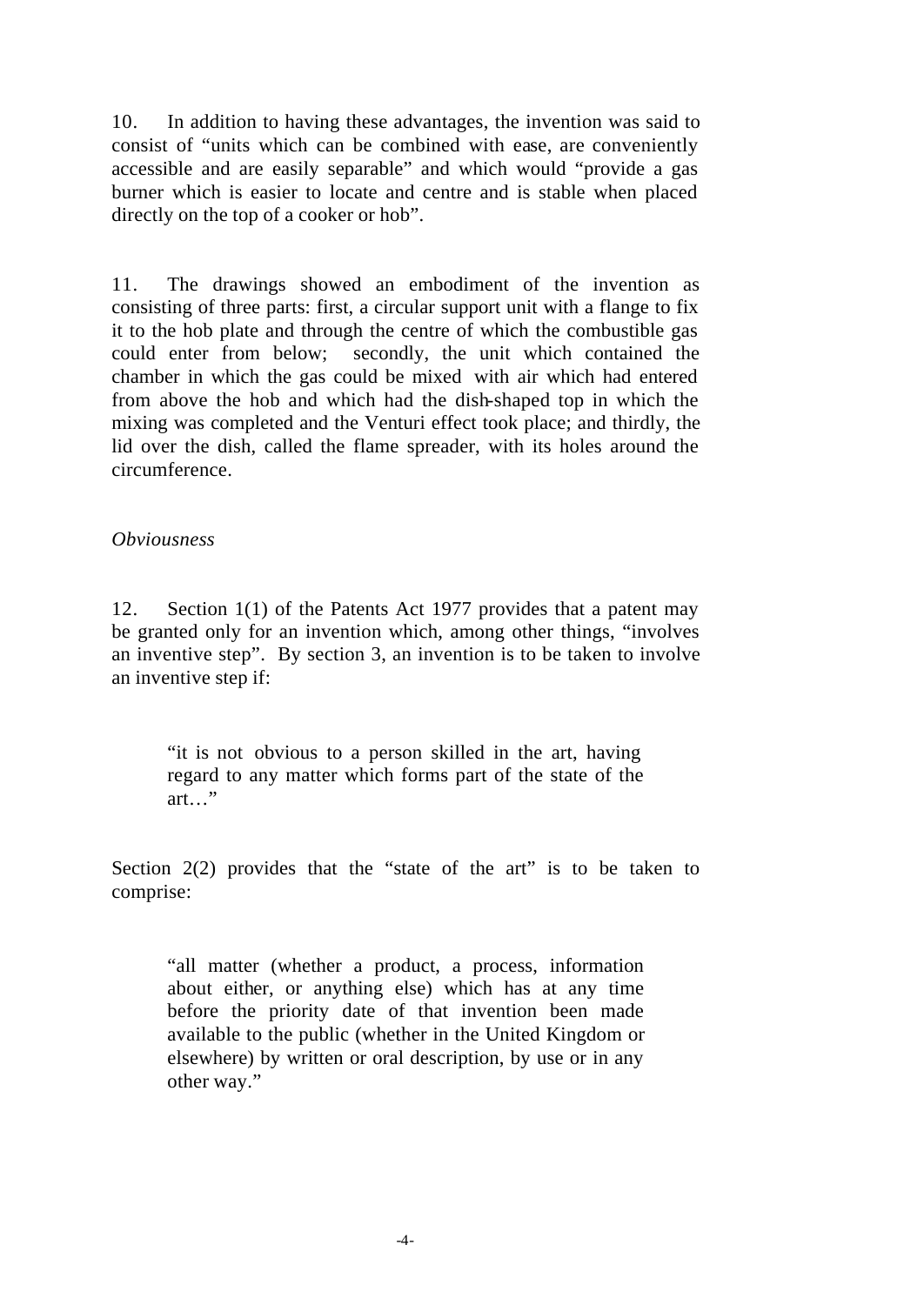10. In addition to having these advantages, the invention was said to consist of "units which can be combined with ease, are conveniently accessible and are easily separable" and which would "provide a gas burner which is easier to locate and centre and is stable when placed directly on the top of a cooker or hob".

11. The drawings showed an embodiment of the invention as consisting of three parts: first, a circular support unit with a flange to fix it to the hob plate and through the centre of which the combustible gas could enter from below; secondly, the unit which contained the chamber in which the gas could be mixed with air which had entered from above the hob and which had the dish-shaped top in which the mixing was completed and the Venturi effect took place; and thirdly, the lid over the dish, called the flame spreader, with its holes around the circumference.

*Obviousness*

12. Section 1(1) of the Patents Act 1977 provides that a patent may be granted only for an invention which, among other things, "involves an inventive step". By section 3, an invention is to be taken to involve an inventive step if:

> "it is not obvious to a person skilled in the art, having regard to any matter which forms part of the state of the art…"

Section 2(2) provides that the "state of the art" is to be taken to comprise:

> "all matter (whether a product, a process, information about either, or anything else) which has at any time before the priority date of that invention been made available to the public (whether in the United Kingdom or elsewhere) by written or oral description, by use or in any other way."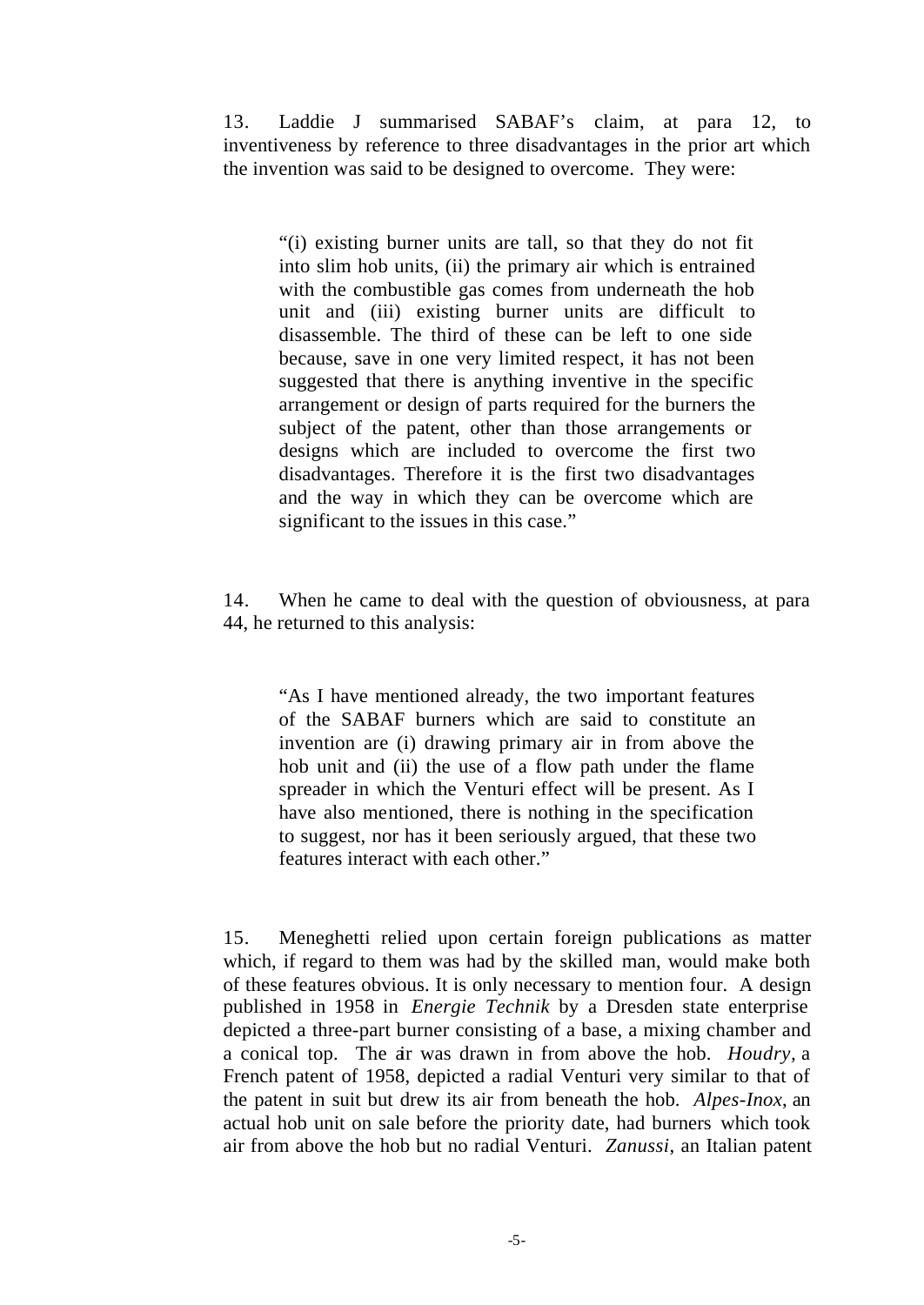13. Laddie J summarised SABAF's claim, at para 12, to inventiveness by reference to three disadvantages in the prior art which the invention was said to be designed to overcome. They were:

> "(i) existing burner units are tall, so that they do not fit into slim hob units, (ii) the primary air which is entrained with the combustible gas comes from underneath the hob unit and (iii) existing burner units are difficult to disassemble. The third of these can be left to one side because, save in one very limited respect, it has not been suggested that there is anything inventive in the specific arrangement or design of parts required for the burners the subject of the patent, other than those arrangements or designs which are included to overcome the first two disadvantages. Therefore it is the first two disadvantages and the way in which they can be overcome which are significant to the issues in this case."

14. When he came to deal with the question of obviousness, at para 44, he returned to this analysis:

> "As I have mentioned already, the two important features of the SABAF burners which are said to constitute an invention are (i) drawing primary air in from above the hob unit and (ii) the use of a flow path under the flame spreader in which the Venturi effect will be present. As I have also mentioned, there is nothing in the specification to suggest, nor has it been seriously argued, that these two features interact with each other."

15. Meneghetti relied upon certain foreign publications as matter which, if regard to them was had by the skilled man, would make both of these features obvious. It is only necessary to mention four. A design published in 1958 in *Energie Technik* by a Dresden state enterprise depicted a three-part burner consisting of a base, a mixing chamber and a conical top. The air was drawn in from above the hob. *Houdry*, a French patent of 1958, depicted a radial Venturi very similar to that of the patent in suit but drew its air from beneath the hob. *Alpes-Inox*, an actual hob unit on sale before the priority date, had burners which took air from above the hob but no radial Venturi. *Zanussi*, an Italian patent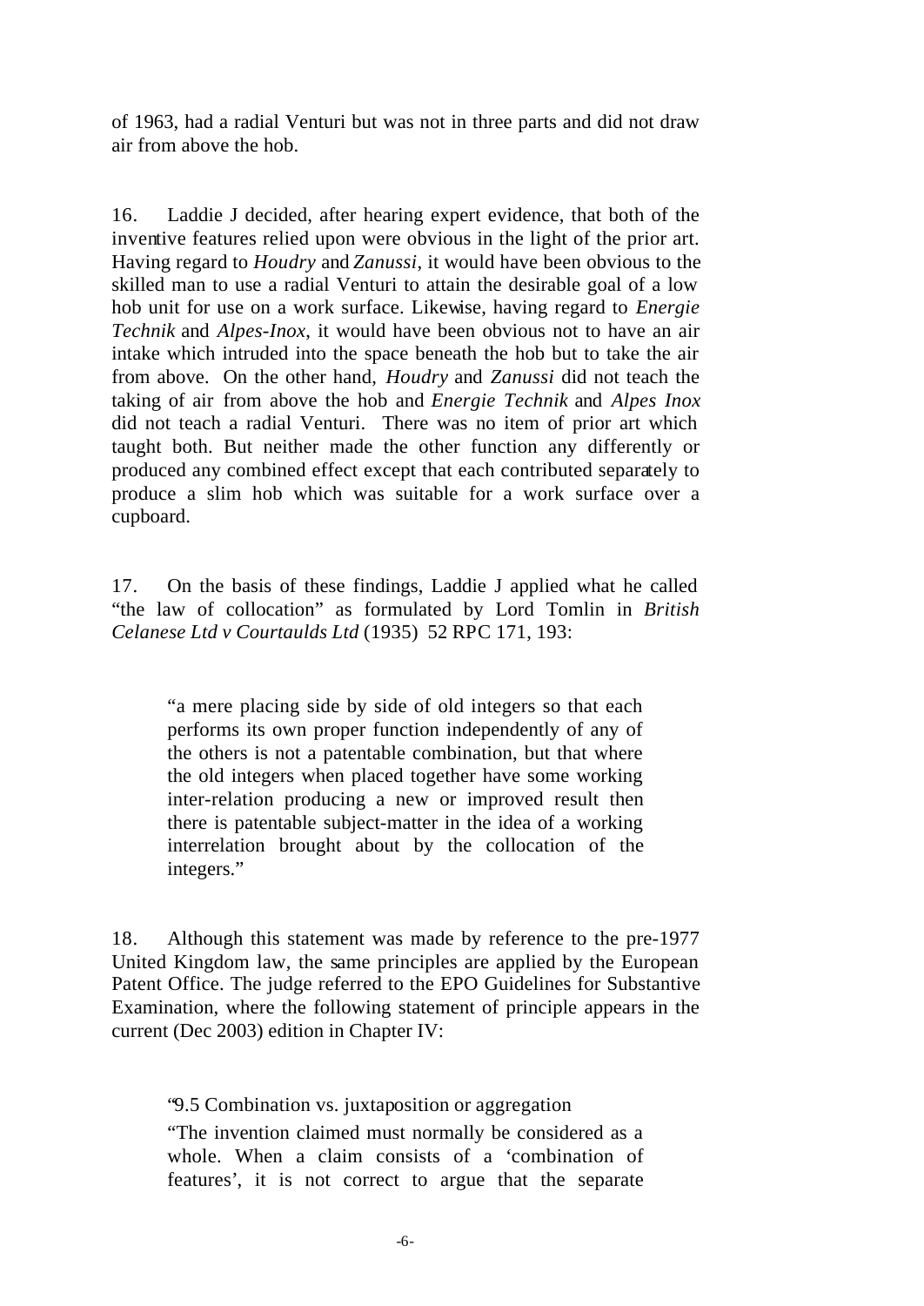of 1963, had a radial Venturi but was not in three parts and did not draw air from above the hob.

16. Laddie J decided, after hearing expert evidence, that both of the inventive features relied upon were obvious in the light of the prior art. Having regard to *Houdry* and *Zanussi*, it would have been obvious to the skilled man to use a radial Venturi to attain the desirable goal of a low hob unit for use on a work surface. Likewise, having regard to *Energie Technik* and *Alpes-Inox*, it would have been obvious not to have an air intake which intruded into the space beneath the hob but to take the air from above. On the other hand, *Houdry* and *Zanussi* did not teach the taking of air from above the hob and *Energie Technik* and *Alpes Inox* did not teach a radial Venturi. There was no item of prior art which taught both. But neither made the other function any differently or produced any combined effect except that each contributed separately to produce a slim hob which was suitable for a work surface over a cupboard.

17. On the basis of these findings, Laddie J applied what he called "the law of collocation" as formulated by Lord Tomlin in *British Celanese Ltd v Courtaulds Ltd* (1935) 52 RPC 171, 193:

> "a mere placing side by side of old integers so that each performs its own proper function independently of any of the others is not a patentable combination, but that where the old integers when placed together have some working inter-relation producing a new or improved result then there is patentable subject-matter in the idea of a working interrelation brought about by the collocation of the integers."

18. Although this statement was made by reference to the pre-1977 United Kingdom law, the same principles are applied by the European Patent Office. The judge referred to the EPO Guidelines for Substantive Examination, where the following statement of principle appears in the current (Dec 2003) edition in Chapter IV:

> "9.5 Combination vs. juxtaposition or aggregation
>
> "The invention claimed must normally be considered as a whole. When a claim consists of a 'combination of features', it is not correct to argue that the separate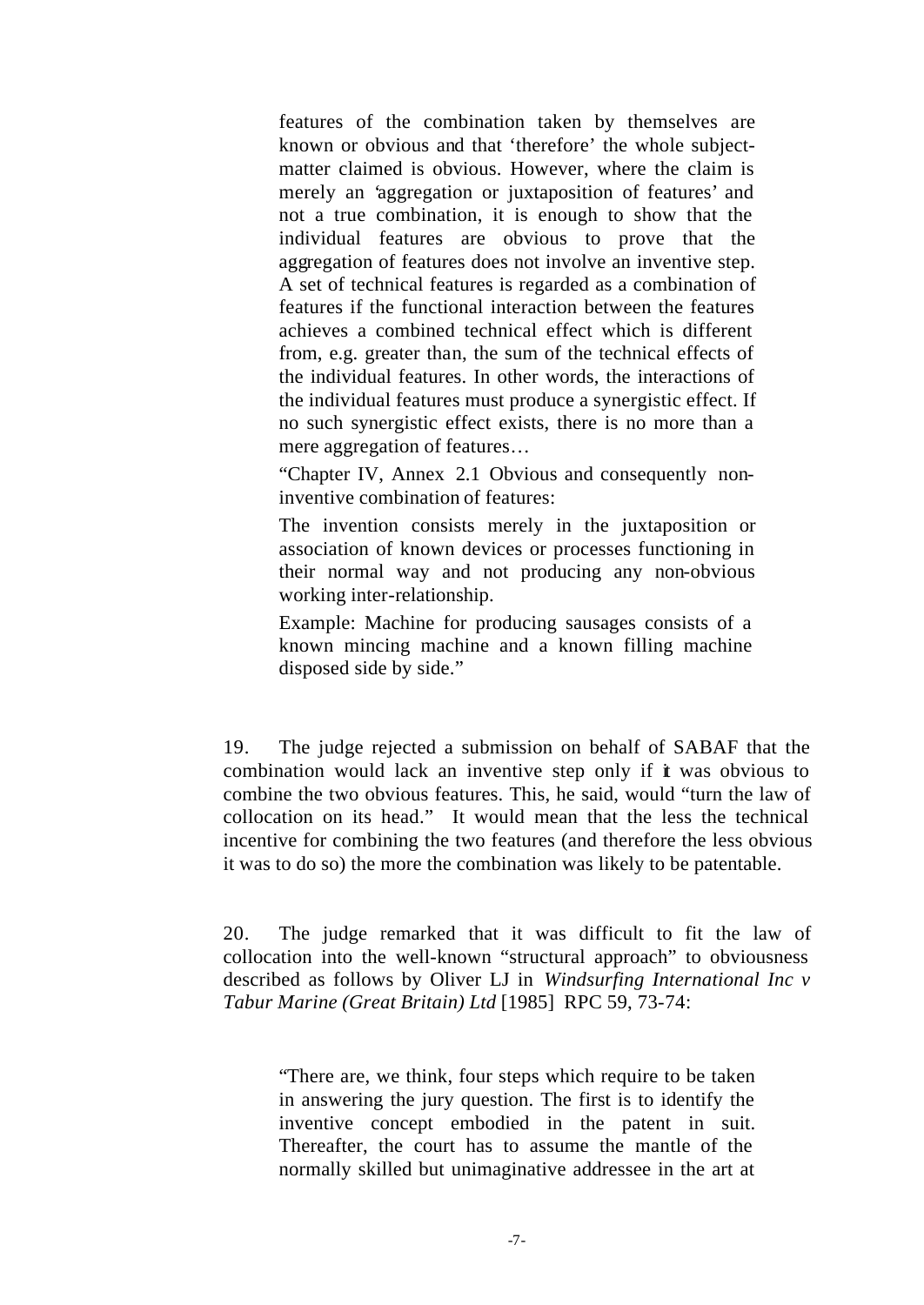> features of the combination taken by themselves are known or obvious and that 'therefore' the whole subject-matter claimed is obvious. However, where the claim is merely an 'aggregation or juxtaposition of features' and not a true combination, it is enough to show that the individual features are obvious to prove that the aggregation of features does not involve an inventive step. A set of technical features is regarded as a combination of features if the functional interaction between the features achieves a combined technical effect which is different from, e.g. greater than, the sum of the technical effects of the individual features. In other words, the interactions of the individual features must produce a synergistic effect. If no such synergistic effect exists, there is no more than a mere aggregation of features…
>
> "Chapter IV, Annex 2.1 Obvious and consequently non-inventive combination of features:
>
> The invention consists merely in the juxtaposition or association of known devices or processes functioning in their normal way and not producing any non-obvious working inter-relationship.
>
> Example: Machine for producing sausages consists of a known mincing machine and a known filling machine disposed side by side."

19. The judge rejected a submission on behalf of SABAF that the combination would lack an inventive step only if it was obvious to combine the two obvious features. This, he said, would "turn the law of collocation on its head." It would mean that the less the technical incentive for combining the two features (and therefore the less obvious it was to do so) the more the combination was likely to be patentable.

20. The judge remarked that it was difficult to fit the law of collocation into the well-known "structural approach" to obviousness described as follows by Oliver LJ in *Windsurfing International Inc v Tabur Marine (Great Britain) Ltd* [1985] RPC 59, 73-74:

> "There are, we think, four steps which require to be taken in answering the jury question. The first is to identify the inventive concept embodied in the patent in suit. Thereafter, the court has to assume the mantle of the normally skilled but unimaginative addressee in the art at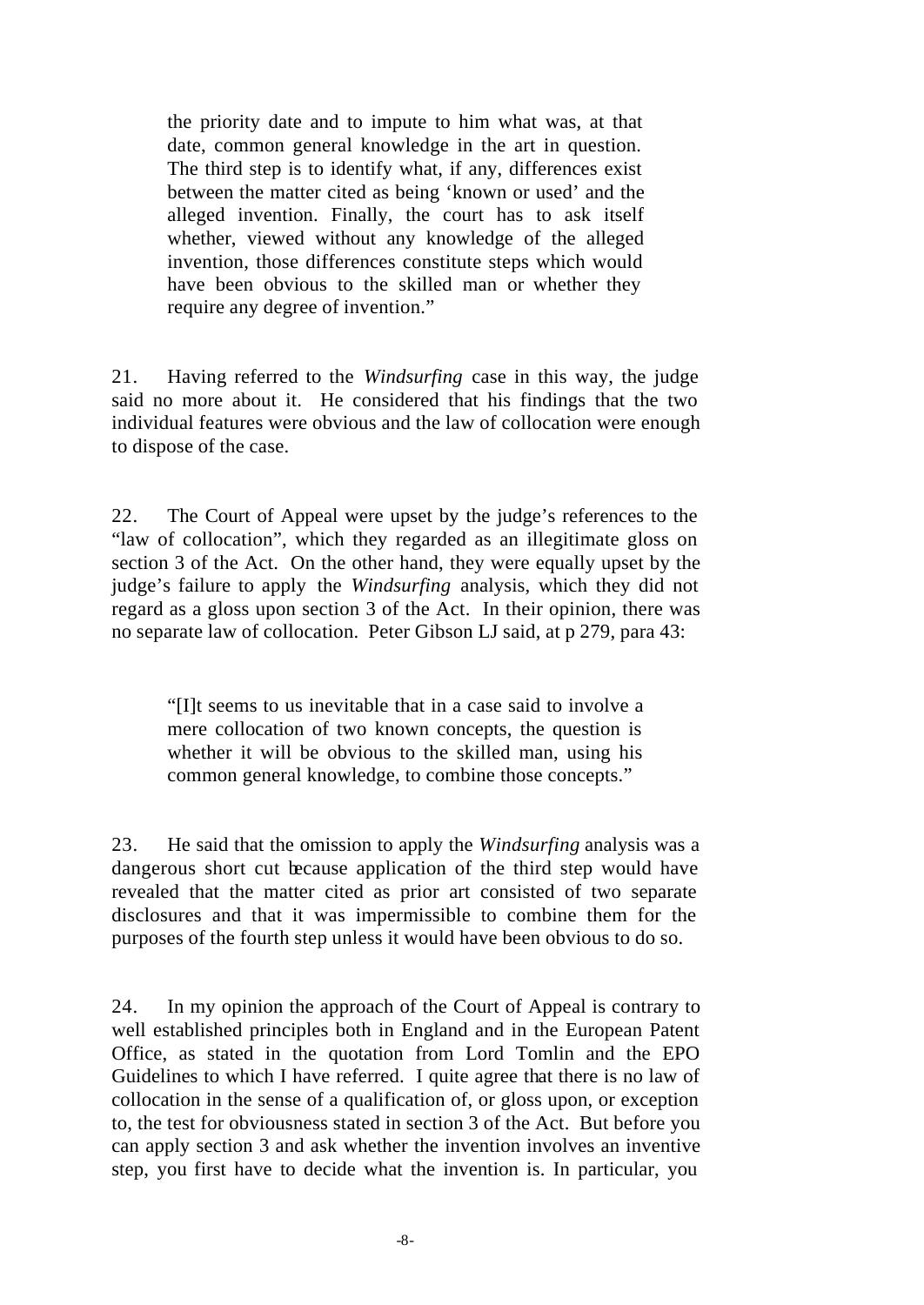> the priority date and to impute to him what was, at that date, common general knowledge in the art in question. The third step is to identify what, if any, differences exist between the matter cited as being 'known or used' and the alleged invention. Finally, the court has to ask itself whether, viewed without any knowledge of the alleged invention, those differences constitute steps which would have been obvious to the skilled man or whether they require any degree of invention."

21. Having referred to the *Windsurfing* case in this way, the judge said no more about it. He considered that his findings that the two individual features were obvious and the law of collocation were enough to dispose of the case.

22. The Court of Appeal were upset by the judge's references to the "law of collocation", which they regarded as an illegitimate gloss on section 3 of the Act. On the other hand, they were equally upset by the judge's failure to apply the *Windsurfing* analysis, which they did not regard as a gloss upon section 3 of the Act. In their opinion, there was no separate law of collocation. Peter Gibson LJ said, at p 279, para 43:

> "[I]t seems to us inevitable that in a case said to involve a mere collocation of two known concepts, the question is whether it will be obvious to the skilled man, using his common general knowledge, to combine those concepts."

23. He said that the omission to apply the *Windsurfing* analysis was a dangerous short cut because application of the third step would have revealed that the matter cited as prior art consisted of two separate disclosures and that it was impermissible to combine them for the purposes of the fourth step unless it would have been obvious to do so.

24. In my opinion the approach of the Court of Appeal is contrary to well established principles both in England and in the European Patent Office, as stated in the quotation from Lord Tomlin and the EPO Guidelines to which I have referred. I quite agree that there is no law of collocation in the sense of a qualification of, or gloss upon, or exception to, the test for obviousness stated in section 3 of the Act. But before you can apply section 3 and ask whether the invention involves an inventive step, you first have to decide what the invention is. In particular, you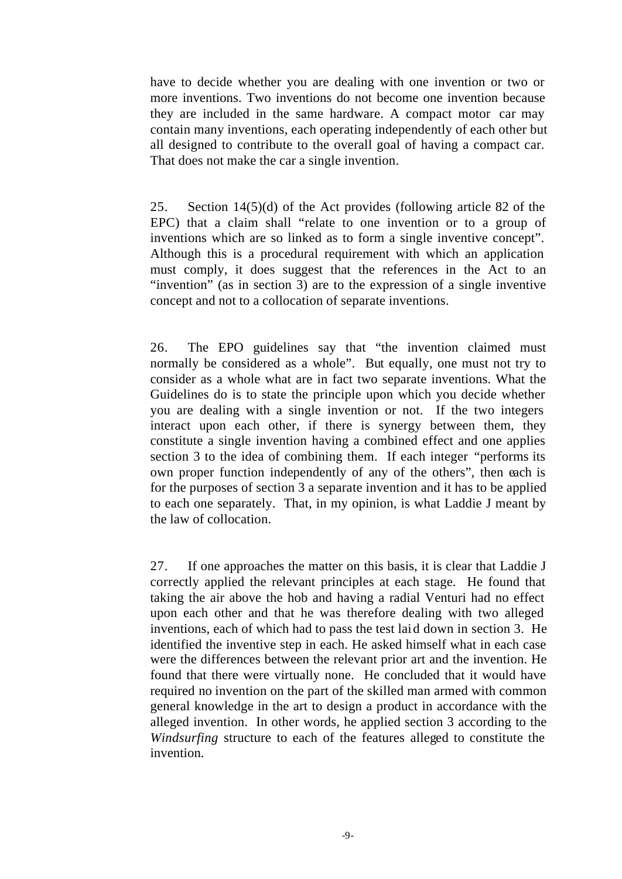have to decide whether you are dealing with one invention or two or more inventions. Two inventions do not become one invention because they are included in the same hardware. A compact motor car may contain many inventions, each operating independently of each other but all designed to contribute to the overall goal of having a compact car. That does not make the car a single invention.

25. Section 14(5)(d) of the Act provides (following article 82 of the EPC) that a claim shall "relate to one invention or to a group of inventions which are so linked as to form a single inventive concept". Although this is a procedural requirement with which an application must comply, it does suggest that the references in the Act to an "invention" (as in section 3) are to the expression of a single inventive concept and not to a collocation of separate inventions.

26. The EPO guidelines say that "the invention claimed must normally be considered as a whole". But equally, one must not try to consider as a whole what are in fact two separate inventions. What the Guidelines do is to state the principle upon which you decide whether you are dealing with a single invention or not. If the two integers interact upon each other, if there is synergy between them, they constitute a single invention having a combined effect and one applies section 3 to the idea of combining them. If each integer "performs its own proper function independently of any of the others", then each is for the purposes of section 3 a separate invention and it has to be applied to each one separately. That, in my opinion, is what Laddie J meant by the law of collocation.

27. If one approaches the matter on this basis, it is clear that Laddie J correctly applied the relevant principles at each stage. He found that taking the air above the hob and having a radial Venturi had no effect upon each other and that he was therefore dealing with two alleged inventions, each of which had to pass the test laid down in section 3. He identified the inventive step in each. He asked himself what in each case were the differences between the relevant prior art and the invention. He found that there were virtually none. He concluded that it would have required no invention on the part of the skilled man armed with common general knowledge in the art to design a product in accordance with the alleged invention. In other words, he applied section 3 according to the *Windsurfing* structure to each of the features alleged to constitute the invention.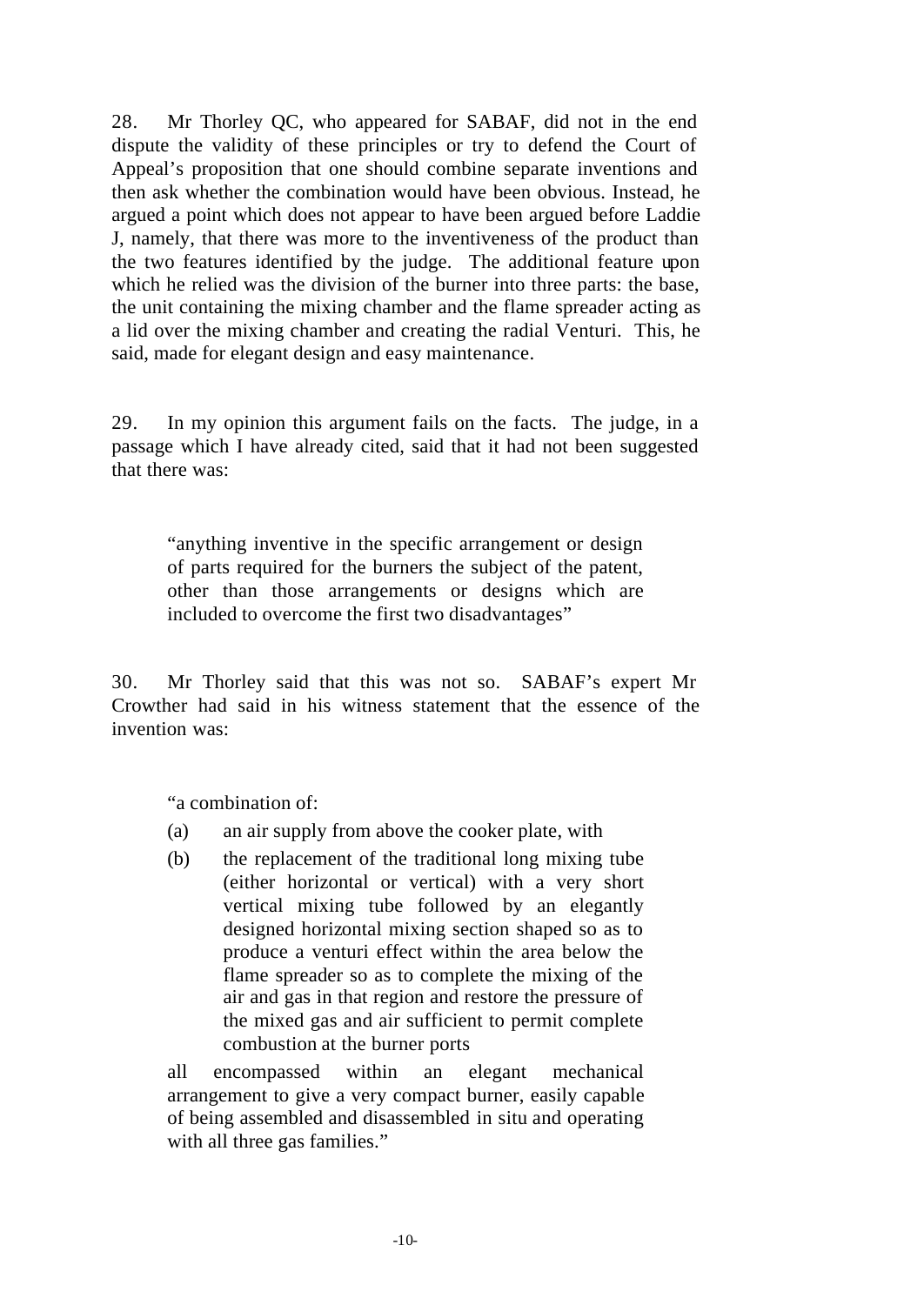28. Mr Thorley QC, who appeared for SABAF, did not in the end dispute the validity of these principles or try to defend the Court of Appeal's proposition that one should combine separate inventions and then ask whether the combination would have been obvious. Instead, he argued a point which does not appear to have been argued before Laddie J, namely, that there was more to the inventiveness of the product than the two features identified by the judge. The additional feature upon which he relied was the division of the burner into three parts: the base, the unit containing the mixing chamber and the flame spreader acting as a lid over the mixing chamber and creating the radial Venturi. This, he said, made for elegant design and easy maintenance.

29. In my opinion this argument fails on the facts. The judge, in a passage which I have already cited, said that it had not been suggested that there was:

> "anything inventive in the specific arrangement or design of parts required for the burners the subject of the patent, other than those arrangements or designs which are included to overcome the first two disadvantages"

30. Mr Thorley said that this was not so. SABAF's expert Mr Crowther had said in his witness statement that the essence of the invention was:

> "a combination of:
>
> (a) an air supply from above the cooker plate, with
>
> (b) the replacement of the traditional long mixing tube (either horizontal or vertical) with a very short vertical mixing tube followed by an elegantly designed horizontal mixing section shaped so as to produce a venturi effect within the area below the flame spreader so as to complete the mixing of the air and gas in that region and restore the pressure of the mixed gas and air sufficient to permit complete combustion at the burner ports
>
> all encompassed within an elegant mechanical arrangement to give a very compact burner, easily capable of being assembled and disassembled in situ and operating with all three gas families."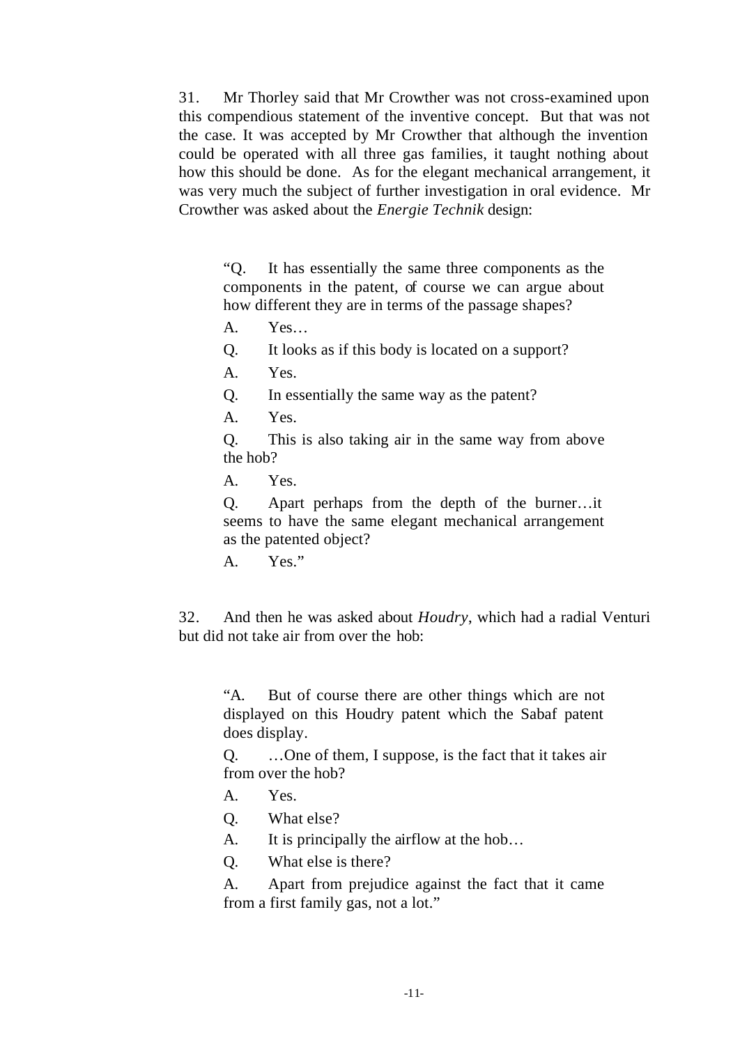31. Mr Thorley said that Mr Crowther was not cross-examined upon this compendious statement of the inventive concept. But that was not the case. It was accepted by Mr Crowther that although the invention could be operated with all three gas families, it taught nothing about how this should be done. As for the elegant mechanical arrangement, it was very much the subject of further investigation in oral evidence. Mr Crowther was asked about the *Energie Technik* design:

> "Q. It has essentially the same three components as the components in the patent, of course we can argue about how different they are in terms of the passage shapes?
>
> A. Yes…
>
> Q. It looks as if this body is located on a support?
>
> A. Yes.
>
> Q. In essentially the same way as the patent?
>
> A. Yes.
>
> Q. This is also taking air in the same way from above the hob?
>
> A. Yes.
>
> Q. Apart perhaps from the depth of the burner…it seems to have the same elegant mechanical arrangement as the patented object?
>
> A. Yes."

32. And then he was asked about *Houdry*, which had a radial Venturi but did not take air from over the hob:

> "A. But of course there are other things which are not displayed on this Houdry patent which the Sabaf patent does display.
>
> Q. …One of them, I suppose, is the fact that it takes air from over the hob?
>
> A. Yes.
>
> Q. What else?
>
> A. It is principally the airflow at the hob…
>
> Q. What else is there?
>
> A. Apart from prejudice against the fact that it came from a first family gas, not a lot."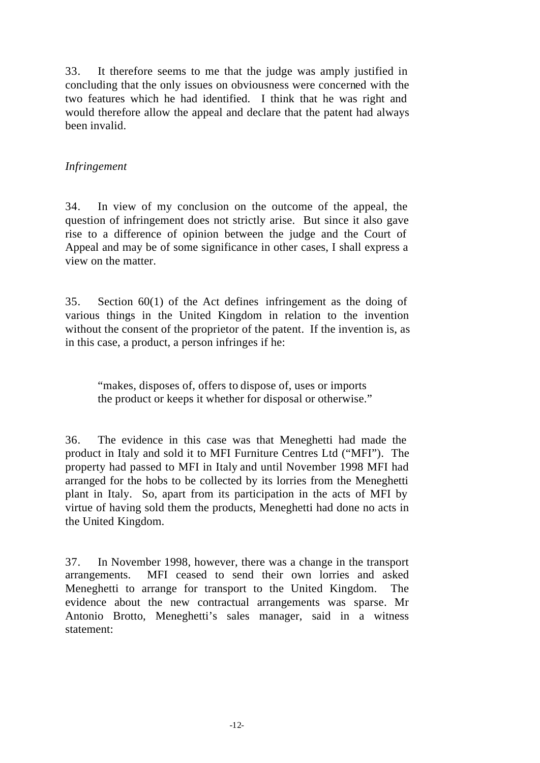33. It therefore seems to me that the judge was amply justified in concluding that the only issues on obviousness were concerned with the two features which he had identified. I think that he was right and would therefore allow the appeal and declare that the patent had always been invalid.

*Infringement*

34. In view of my conclusion on the outcome of the appeal, the question of infringement does not strictly arise. But since it also gave rise to a difference of opinion between the judge and the Court of Appeal and may be of some significance in other cases, I shall express a view on the matter.

35. Section 60(1) of the Act defines infringement as the doing of various things in the United Kingdom in relation to the invention without the consent of the proprietor of the patent. If the invention is, as in this case, a product, a person infringes if he:

> "makes, disposes of, offers to dispose of, uses or imports the product or keeps it whether for disposal or otherwise."

36. The evidence in this case was that Meneghetti had made the product in Italy and sold it to MFI Furniture Centres Ltd ("MFI"). The property had passed to MFI in Italy and until November 1998 MFI had arranged for the hobs to be collected by its lorries from the Meneghetti plant in Italy. So, apart from its participation in the acts of MFI by virtue of having sold them the products, Meneghetti had done no acts in the United Kingdom.

37. In November 1998, however, there was a change in the transport arrangements. MFI ceased to send their own lorries and asked Meneghetti to arrange for transport to the United Kingdom. The evidence about the new contractual arrangements was sparse. Mr Antonio Brotto, Meneghetti's sales manager, said in a witness statement: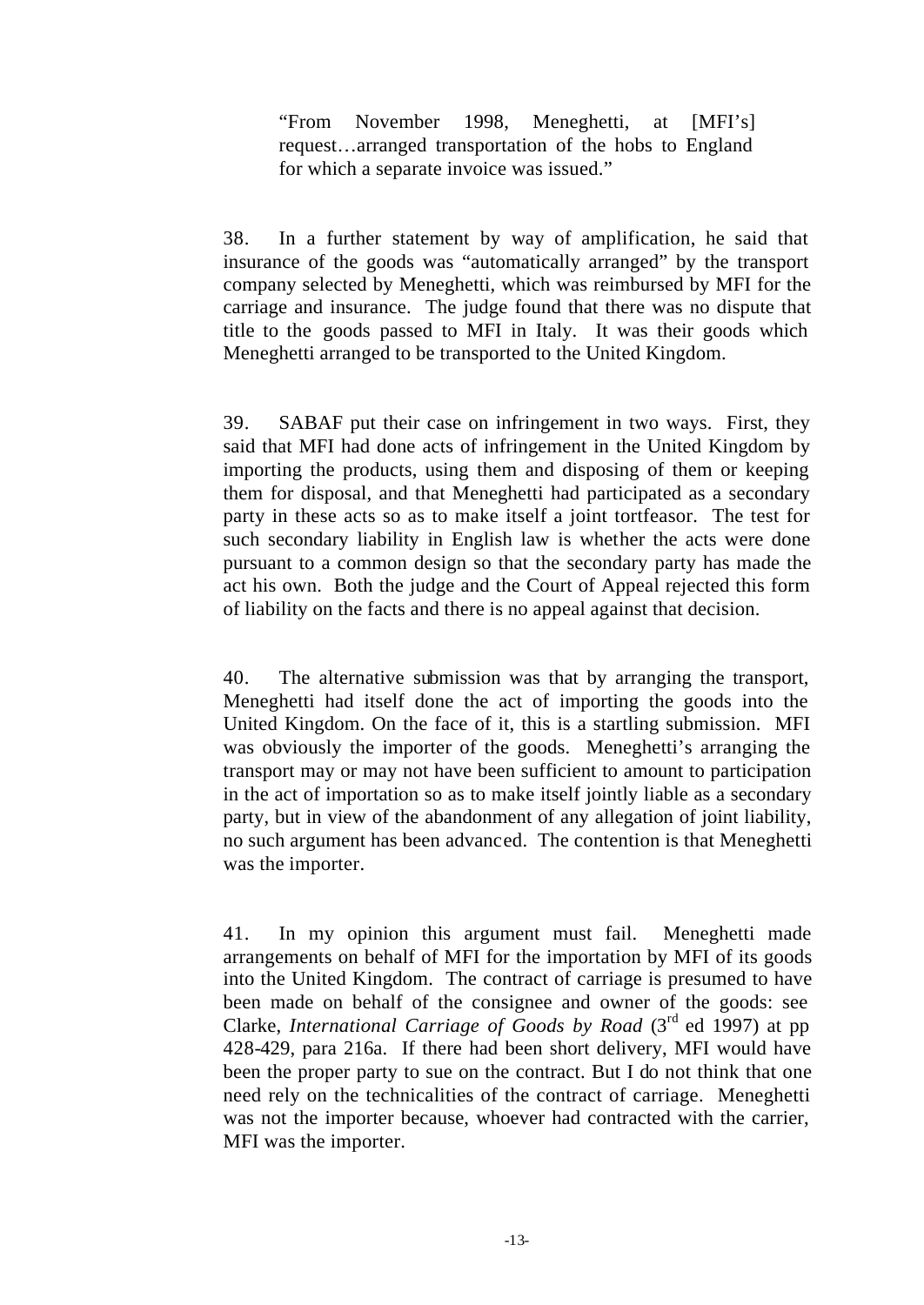> "From November 1998, Meneghetti, at [MFI's] request…arranged transportation of the hobs to England for which a separate invoice was issued."

38. In a further statement by way of amplification, he said that insurance of the goods was "automatically arranged" by the transport company selected by Meneghetti, which was reimbursed by MFI for the carriage and insurance. The judge found that there was no dispute that title to the goods passed to MFI in Italy. It was their goods which Meneghetti arranged to be transported to the United Kingdom.

39. SABAF put their case on infringement in two ways. First, they said that MFI had done acts of infringement in the United Kingdom by importing the products, using them and disposing of them or keeping them for disposal, and that Meneghetti had participated as a secondary party in these acts so as to make itself a joint tortfeasor. The test for such secondary liability in English law is whether the acts were done pursuant to a common design so that the secondary party has made the act his own. Both the judge and the Court of Appeal rejected this form of liability on the facts and there is no appeal against that decision.

40. The alternative submission was that by arranging the transport, Meneghetti had itself done the act of importing the goods into the United Kingdom. On the face of it, this is a startling submission. MFI was obviously the importer of the goods. Meneghetti's arranging the transport may or may not have been sufficient to amount to participation in the act of importation so as to make itself jointly liable as a secondary party, but in view of the abandonment of any allegation of joint liability, no such argument has been advanced. The contention is that Meneghetti was the importer.

41. In my opinion this argument must fail. Meneghetti made arrangements on behalf of MFI for the importation by MFI of its goods into the United Kingdom. The contract of carriage is presumed to have been made on behalf of the consignee and owner of the goods: see Clarke, *International Carriage of Goods by Road* (3rd ed 1997) at pp 428-429, para 216a. If there had been short delivery, MFI would have been the proper party to sue on the contract. But I do not think that one need rely on the technicalities of the contract of carriage. Meneghetti was not the importer because, whoever had contracted with the carrier, MFI was the importer.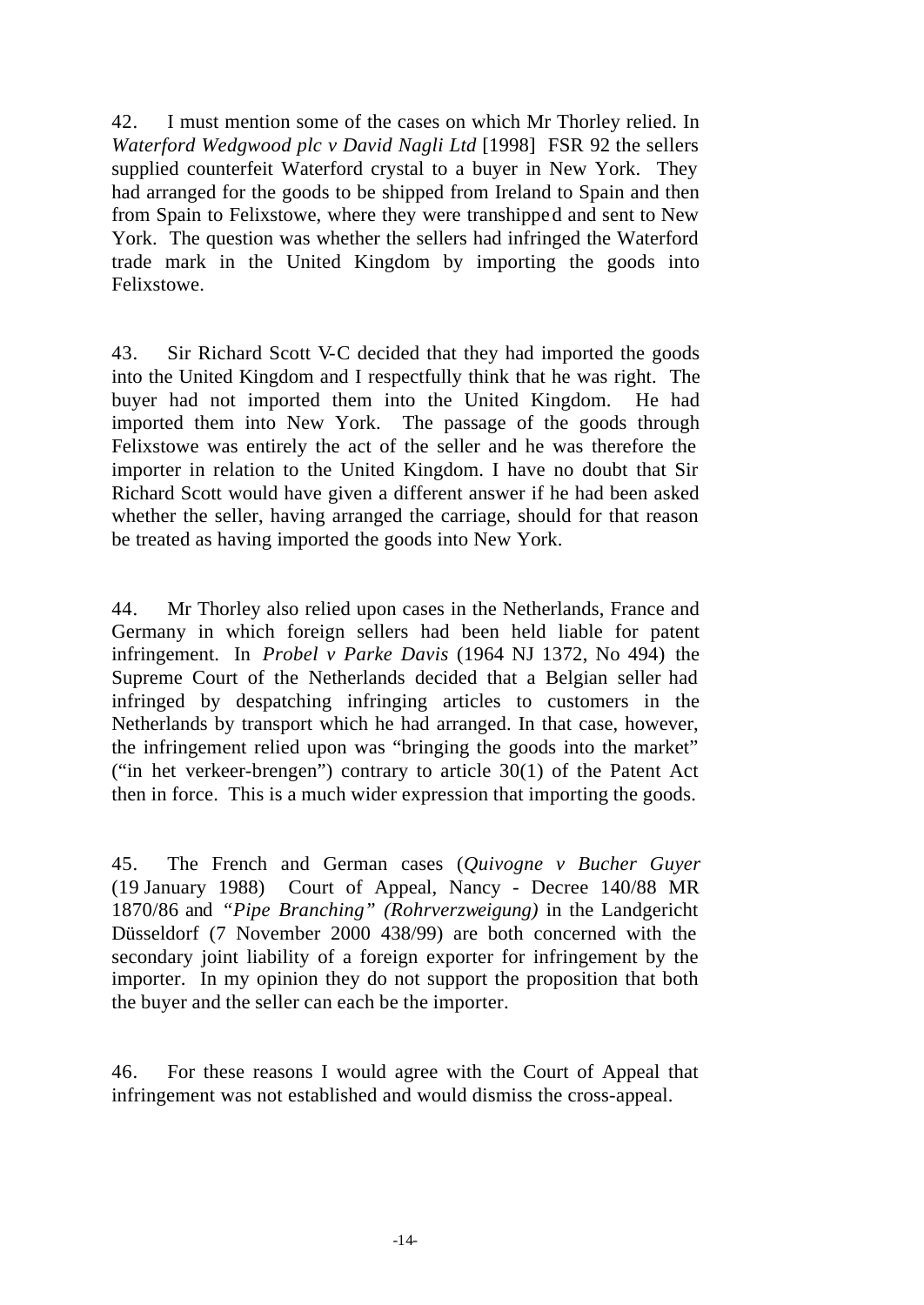42. I must mention some of the cases on which Mr Thorley relied. In *Waterford Wedgwood plc v David Nagli Ltd* [1998] FSR 92 the sellers supplied counterfeit Waterford crystal to a buyer in New York. They had arranged for the goods to be shipped from Ireland to Spain and then from Spain to Felixstowe, where they were transhipped and sent to New York. The question was whether the sellers had infringed the Waterford trade mark in the United Kingdom by importing the goods into Felixstowe.

43. Sir Richard Scott V-C decided that they had imported the goods into the United Kingdom and I respectfully think that he was right. The buyer had not imported them into the United Kingdom. He had imported them into New York. The passage of the goods through Felixstowe was entirely the act of the seller and he was therefore the importer in relation to the United Kingdom. I have no doubt that Sir Richard Scott would have given a different answer if he had been asked whether the seller, having arranged the carriage, should for that reason be treated as having imported the goods into New York.

44. Mr Thorley also relied upon cases in the Netherlands, France and Germany in which foreign sellers had been held liable for patent infringement. In *Probel v Parke Davis* (1964 NJ 1372, No 494) the Supreme Court of the Netherlands decided that a Belgian seller had infringed by despatching infringing articles to customers in the Netherlands by transport which he had arranged. In that case, however, the infringement relied upon was "bringing the goods into the market" ("in het verkeer-brengen") contrary to article 30(1) of the Patent Act then in force. This is a much wider expression that importing the goods.

45. The French and German cases (*Quivogne v Bucher Guyer* (19 January 1988) Court of Appeal, Nancy - Decree 140/88 MR 1870/86 and *"Pipe Branching" (Rohrverzweigung)* in the Landgericht Düsseldorf (7 November 2000 438/99) are both concerned with the secondary joint liability of a foreign exporter for infringement by the importer. In my opinion they do not support the proposition that both the buyer and the seller can each be the importer.

46. For these reasons I would agree with the Court of Appeal that infringement was not established and would dismiss the cross-appeal.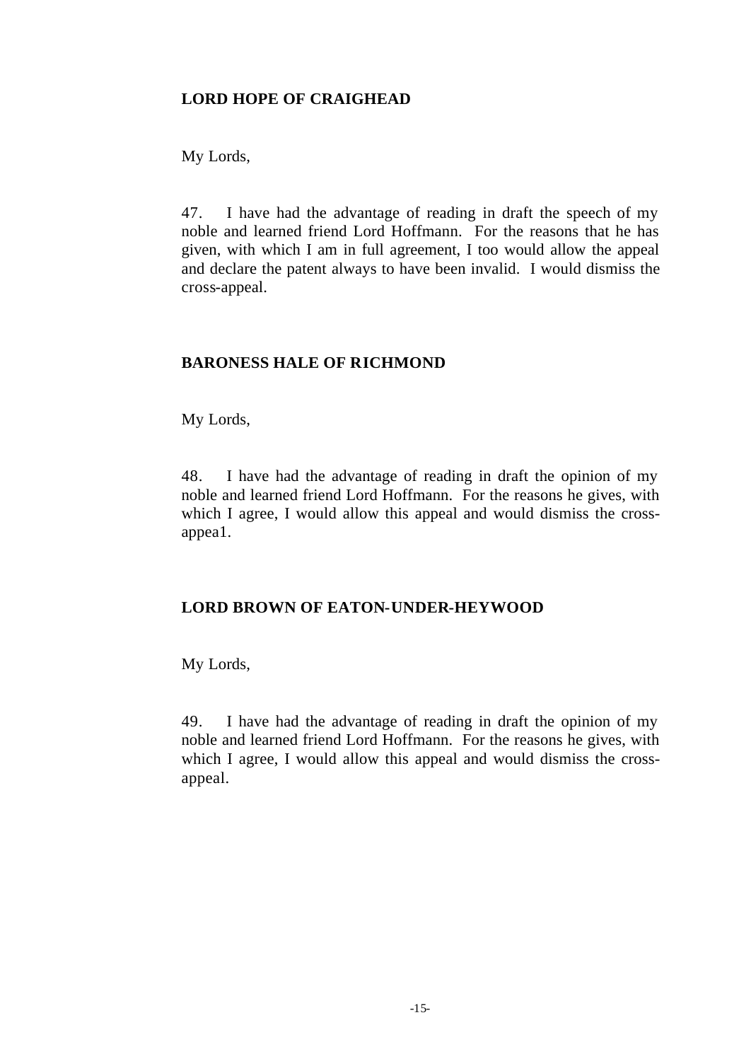**LORD HOPE OF CRAIGHEAD**

My Lords,

47. I have had the advantage of reading in draft the speech of my noble and learned friend Lord Hoffmann. For the reasons that he has given, with which I am in full agreement, I too would allow the appeal and declare the patent always to have been invalid. I would dismiss the cross-appeal.

**BARONESS HALE OF RICHMOND**

My Lords,

48. I have had the advantage of reading in draft the opinion of my noble and learned friend Lord Hoffmann. For the reasons he gives, with which I agree, I would allow this appeal and would dismiss the cross-appea1.

**LORD BROWN OF EATON-UNDER-HEYWOOD**

My Lords,

49. I have had the advantage of reading in draft the opinion of my noble and learned friend Lord Hoffmann. For the reasons he gives, with which I agree, I would allow this appeal and would dismiss the cross-appeal.